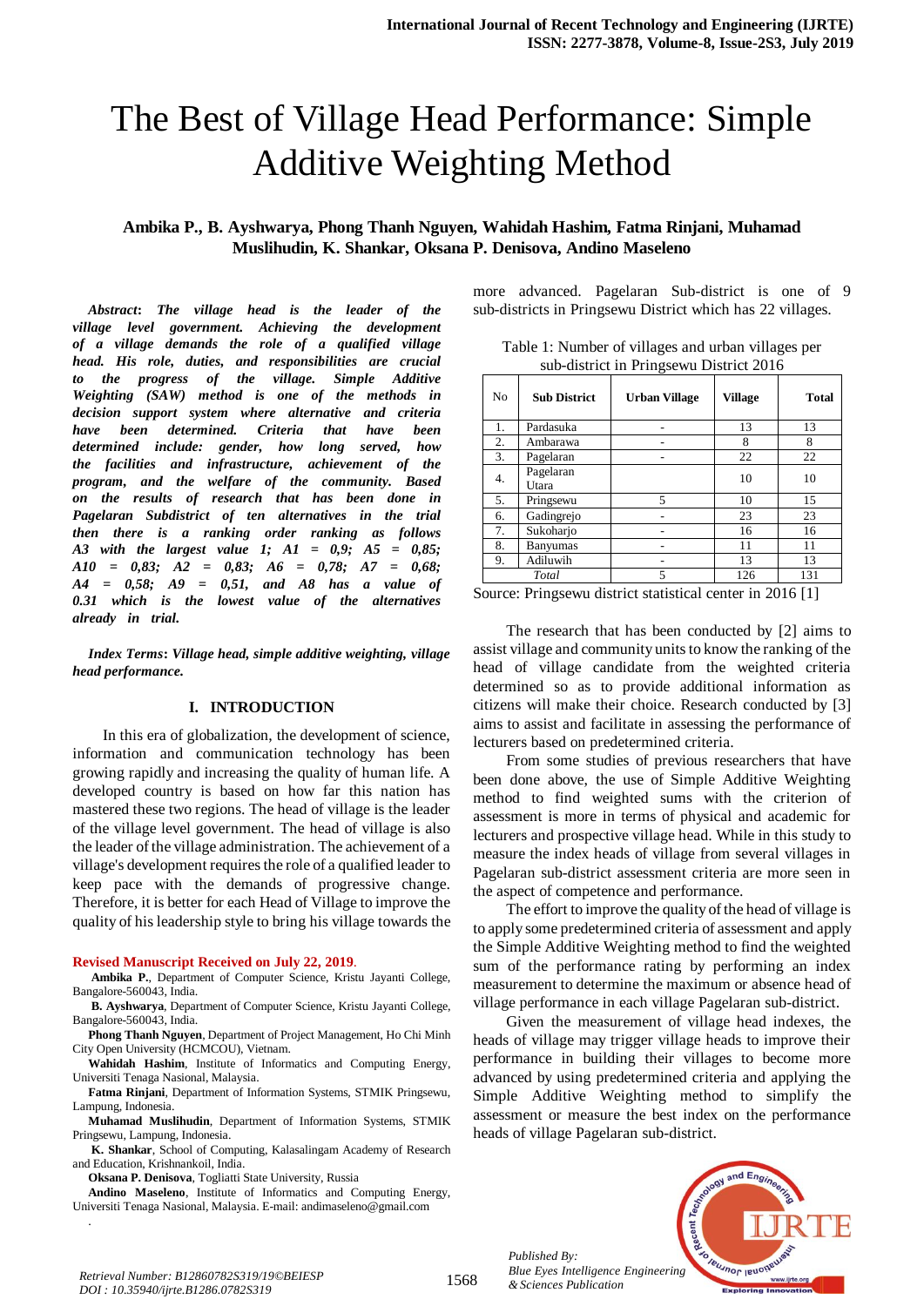# The Best of Village Head Performance: Simple Additive Weighting Method

**Ambika P., B. Ayshwarya, Phong Thanh Nguyen, Wahidah Hashim, Fatma Rinjani, Muhamad Muslihudin, K. Shankar, Oksana P. Denisova, Andino Maseleno**

***Abstract*: *The village head is the leader of the village level government. Achieving the development of a village demands the role of a qualified village head. His role, duties, and responsibilities are crucial to the progress of the village. Simple Additive Weighting (SAW) method is one of the methods in decision support system where alternative and criteria have been determined. Criteria that have been determined include: gender, how long served, how the facilities and infrastructure, achievement of the program, and the welfare of the community. Based on the results of research that has been done in Pagelaran Subdistrict of ten alternatives in the trial then there is a ranking order ranking as follows A3 with the largest value 1; A1 = 0,9; A5 = 0,85; A10 = 0,83; A2 = 0,83; A6 = 0,78; A7 = 0,68; A4 = 0,58; A9 = 0,51, and A8 has a value of 0.31 which is the lowest value of the alternatives already in trial.***

***Index Terms*: *Village head, simple additive weighting, village head performance.***

## I. INTRODUCTION

In this era of globalization, the development of science, information and communication technology has been growing rapidly and increasing the quality of human life. A developed country is based on how far this nation has mastered these two regions. The head of village is the leader of the village level government. The head of village is also the leader of the village administration. The achievement of a village's development requires the role of a qualified leader to keep pace with the demands of progressive change. Therefore, it is better for each Head of Village to improve the quality of his leadership style to bring his village towards the more advanced. Pagelaran Sub-district is one of 9 sub-districts in Pringsewu District which has 22 villages.

Table 1: Number of villages and urban villages per sub-district in Pringsewu District 2016

| No | Sub District | Urban Village | Village | Total |
|---|---|---|---|---|
| 1. | Pardasuka | - | 13 | 13 |
| 2. | Ambarawa | - | 8 | 8 |
| 3. | Pagelaran | - | 22 | 22 |
| 4. | Pagelaran Utara | | 10 | 10 |
| 5. | Pringsewu | 5 | 10 | 15 |
| 6. | Gadingrejo | - | 23 | 23 |
| 7. | Sukoharjo | - | 16 | 16 |
| 8. | Banyumas | - | 11 | 11 |
| 9. | Adiluwih | - | 13 | 13 |
| | *Total* | 5 | 126 | 131 |

Source: Pringsewu district statistical center in 2016 [1]

The research that has been conducted by [2] aims to assist village and community units to know the ranking of the head of village candidate from the weighted criteria determined so as to provide additional information as citizens will make their choice. Research conducted by [3] aims to assist and facilitate in assessing the performance of lecturers based on predetermined criteria.

From some studies of previous researchers that have been done above, the use of Simple Additive Weighting method to find weighted sums with the criterion of assessment is more in terms of physical and academic for lecturers and prospective village head. While in this study to measure the index heads of village from several villages in Pagelaran sub-district assessment criteria are more seen in the aspect of competence and performance.

The effort to improve the quality of the head of village is to apply some predetermined criteria of assessment and apply the Simple Additive Weighting method to find the weighted sum of the performance rating by performing an index measurement to determine the maximum or absence head of village performance in each village Pagelaran sub-district.

Given the measurement of village head indexes, the heads of village may trigger village heads to improve their performance in building their villages to become more advanced by using predetermined criteria and applying the Simple Additive Weighting method to simplify the assessment or measure the best index on the performance heads of village Pagelaran sub-district.

**Revised Manuscript Received on July 22, 2019.**

**Ambika P.**, Department of Computer Science, Kristu Jayanti College, Bangalore-560043, India.

**B. Ayshwarya**, Department of Computer Science, Kristu Jayanti College, Bangalore-560043, India.

**Phong Thanh Nguyen**, Department of Project Management, Ho Chi Minh City Open University (HCMCOU), Vietnam.

**Wahidah Hashim**, Institute of Informatics and Computing Energy, Universiti Tenaga Nasional, Malaysia.

**Fatma Rinjani**, Department of Information Systems, STMIK Pringsewu, Lampung, Indonesia.

**Muhamad Muslihudin**, Department of Information Systems, STMIK Pringsewu, Lampung, Indonesia.

**K. Shankar**, School of Computing, Kalasalingam Academy of Research and Education, Krishnankoil, India.

**Oksana P. Denisova**, Togliatti State University, Russia

**Andino Maseleno**, Institute of Informatics and Computing Energy, Universiti Tenaga Nasional, Malaysia. E-mail: andimaseleno@gmail.com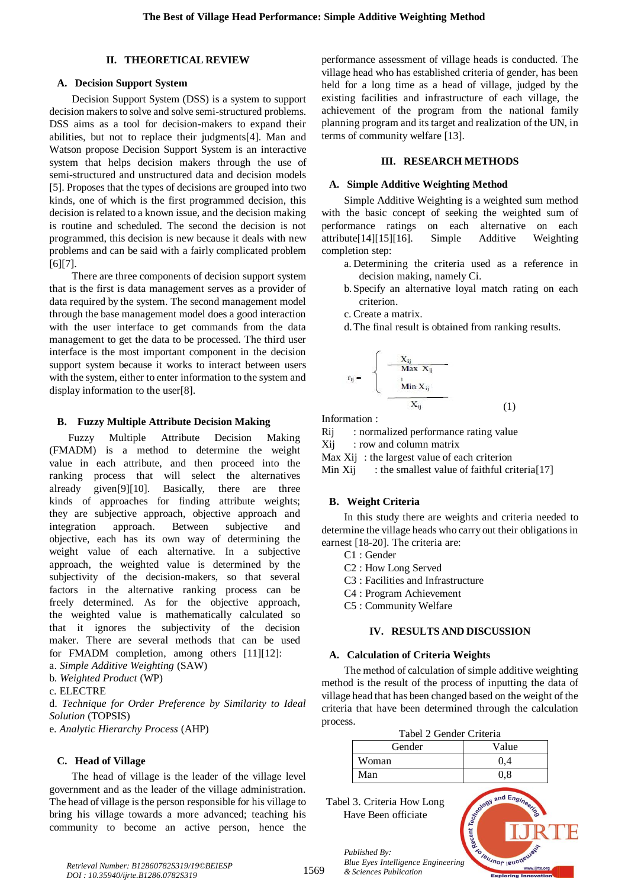## II. THEORETICAL REVIEW

### A. Decision Support System

Decision Support System (DSS) is a system to support decision makers to solve and solve semi-structured problems. DSS aims as a tool for decision-makers to expand their abilities, but not to replace their judgments[4]. Man and Watson propose Decision Support System is an interactive system that helps decision makers through the use of semi-structured and unstructured data and decision models [5]. Proposes that the types of decisions are grouped into two kinds, one of which is the first programmed decision, this decision is related to a known issue, and the decision making is routine and scheduled. The second the decision is not programmed, this decision is new because it deals with new problems and can be said with a fairly complicated problem [6][7].

There are three components of decision support system that is the first is data management serves as a provider of data required by the system. The second management model through the base management model does a good interaction with the user interface to get commands from the data management to get the data to be processed. The third user interface is the most important component in the decision support system because it works to interact between users with the system, either to enter information to the system and display information to the user[8].

### B. Fuzzy Multiple Attribute Decision Making

Fuzzy Multiple Attribute Decision Making (FMADM) is a method to determine the weight value in each attribute, and then proceed into the ranking process that will select the alternatives already given[9][10]. Basically, there are three kinds of approaches for finding attribute weights; they are subjective approach, objective approach and integration approach. Between subjective and objective, each has its own way of determining the weight value of each alternative. In a subjective approach, the weighted value is determined by the subjectivity of the decision-makers, so that several factors in the alternative ranking process can be freely determined. As for the objective approach, the weighted value is mathematically calculated so that it ignores the subjectivity of the decision maker. There are several methods that can be used for FMADM completion, among others [11][12]:

a. *Simple Additive Weighting* (SAW)
b. *Weighted Product* (WP)
c. ELECTRE
d. *Technique for Order Preference by Similarity to Ideal Solution* (TOPSIS)
e. *Analytic Hierarchy Process* (AHP)

### C. Head of Village

The head of village is the leader of the village level government and as the leader of the village administration. The head of village is the person responsible for his village to bring his village towards a more advanced; teaching his community to become an active person, hence the performance assessment of village heads is conducted. The village head who has established criteria of gender, has been held for a long time as a head of village, judged by the existing facilities and infrastructure of each village, the achievement of the program from the national family planning program and its target and realization of the UN, in terms of community welfare [13].

## III. RESEARCH METHODS

### A. Simple Additive Weighting Method

Simple Additive Weighting is a weighted sum method with the basic concept of seeking the weighted sum of performance ratings on each alternative on each attribute[14][15][16]. Simple Additive Weighting completion step:

a. Determining the criteria used as a reference in decision making, namely Ci.
b. Specify an alternative loyal match rating on each criterion.
c. Create a matrix.
d. The final result is obtained from ranking results.

$$r_{ij} = \begin{cases} \dfrac{X_{ij}}{\text{Max } X_{ij}} \\[2ex] \dfrac{\text{Min } X_{ij}}{X_{ij}} \end{cases} \quad (1)$$

Information :

Rij : normalized performance rating value
Xij : row and column matrix
Max Xij : the largest value of each criterion
Min Xij : the smallest value of faithful criteria[17]

### B. Weight Criteria

In this study there are weights and criteria needed to determine the village heads who carry out their obligations in earnest [18-20]. The criteria are:

C1 : Gender
C2 : How Long Served
C3 : Facilities and Infrastructure
C4 : Program Achievement
C5 : Community Welfare

## IV. RESULTS AND DISCUSSION

### A. Calculation of Criteria Weights

The method of calculation of simple additive weighting method is the result of the process of inputting the data of village head that has been changed based on the weight of the criteria that have been determined through the calculation process.

Tabel 2 Gender Criteria

| Gender | Value |
|---|---|
| Woman | 0,4 |
| Man | 0,8 |

Tabel 3. Criteria How Long Have Been officiate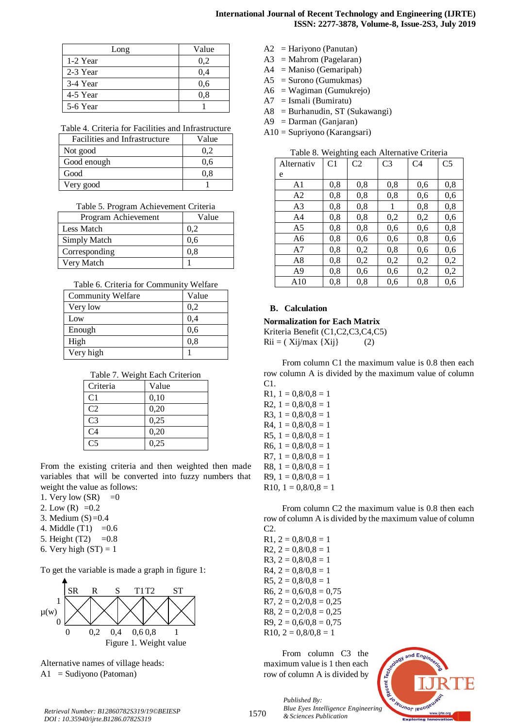| Long | Value |
|---|---|
| 1-2 Year | 0,2 |
| 2-3 Year | 0,4 |
| 3-4 Year | 0,6 |
| 4-5 Year | 0,8 |
| 5-6 Year | 1 |

Table 4. Criteria for Facilities and Infrastructure

| Facilities and Infrastructure | Value |
|---|---|
| Not good | 0,2 |
| Good enough | 0,6 |
| Good | 0,8 |
| Very good | 1 |

Table 5. Program Achievement Criteria

| Program Achievement | Value |
|---|---|
| Less Match | 0,2 |
| Simply Match | 0,6 |
| Corresponding | 0,8 |
| Very Match | 1 |

Table 6. Criteria for Community Welfare

| Community Welfare | Value |
|---|---|
| Very low | 0,2 |
| Low | 0,4 |
| Enough | 0,6 |
| High | 0,8 |
| Very high | 1 |

Table 7. Weight Each Criterion

| Criteria | Value |
|---|---|
| C1 | 0,10 |
| C2 | 0,20 |
| C3 | 0,25 |
| C4 | 0,20 |
| C5 | 0,25 |

From the existing criteria and then weighted then made variables that will be converted into fuzzy numbers that weight the value as follows:

1. Very low (SR) =0
2. Low (R) =0.2
3. Medium (S) =0.4
4. Middle (T1) =0.6
5. Height (T2) =0.8
6. Very high (ST) = 1

To get the variable is made a graph in figure 1:

SR R S T1 T2 ST
μ(w) 1 / 0
0 0,2 0,4 0,6 0,8 1

Figure 1. Weight value

Alternative names of village heads:

A1 = Sudiyono (Patoman)
A2 = Hariyono (Panutan)
A3 = Mahrom (Pagelaran)
A4 = Maniso (Gemaripah)
A5 = Surono (Gumukmas)
A6 = Wagiman (Gumukrejo)
A7 = Ismali (Bumiratu)
A8 = Burhanudin, ST (Sukawangi)
A9 = Darman (Ganjaran)
A10 = Supriyono (Karangsari)

Table 8. Weighting each Alternative Criteria

| Alternative | C1 | C2 | C3 | C4 | C5 |
|---|---|---|---|---|---|
| A1 | 0,8 | 0,8 | 0,8 | 0,6 | 0,8 |
| A2 | 0,8 | 0,8 | 0,8 | 0,6 | 0,6 |
| A3 | 0,8 | 0,8 | 1 | 0,8 | 0,8 |
| A4 | 0,8 | 0,8 | 0,2 | 0,2 | 0,6 |
| A5 | 0,8 | 0,8 | 0,6 | 0,6 | 0,8 |
| A6 | 0,8 | 0,6 | 0,6 | 0,8 | 0,6 |
| A7 | 0,8 | 0,2 | 0,8 | 0,6 | 0,6 |
| A8 | 0,8 | 0,2 | 0,2 | 0,2 | 0,2 |
| A9 | 0,8 | 0,6 | 0,6 | 0,2 | 0,2 |
| A10 | 0,8 | 0,8 | 0,6 | 0,8 | 0,6 |

## B. Calculation

**Normalization for Each Matrix**

Kriteria Benefit (C1,C2,C3,C4,C5)

Rii = ( Xij/max {Xij} (2)

From column C1 the maximum value is 0.8 then each row column A is divided by the maximum value of column C1.

R1, 1 = 0,8/0,8 = 1
R2, 1 = 0,8/0,8 = 1
R3, 1 = 0,8/0,8 = 1
R4, 1 = 0,8/0,8 = 1
R5, 1 = 0,8/0,8 = 1
R6, 1 = 0,8/0,8 = 1
R7, 1 = 0,8/0,8 = 1
R8, 1 = 0,8/0,8 = 1
R9, 1 = 0,8/0,8 = 1
R10, 1 = 0,8/0,8 = 1

From column C2 the maximum value is 0.8 then each row of column A is divided by the maximum value of column C2.

R1, 2 = 0,8/0,8 = 1
R2, 2 = 0,8/0,8 = 1
R3, 2 = 0,8/0,8 = 1
R4, 2 = 0,8/0,8 = 1
R5, 2 = 0,8/0,8 = 1
R6, 2 = 0,6/0,8 = 0,75
R7, 2 = 0,2/0,8 = 0,25
R8, 2 = 0,2/0,8 = 0,25
R9, 2 = 0,6/0,8 = 0,75
R10, 2 = 0,8/0,8 = 1

From column C3 the maximum value is 1 then each row of column A is divided by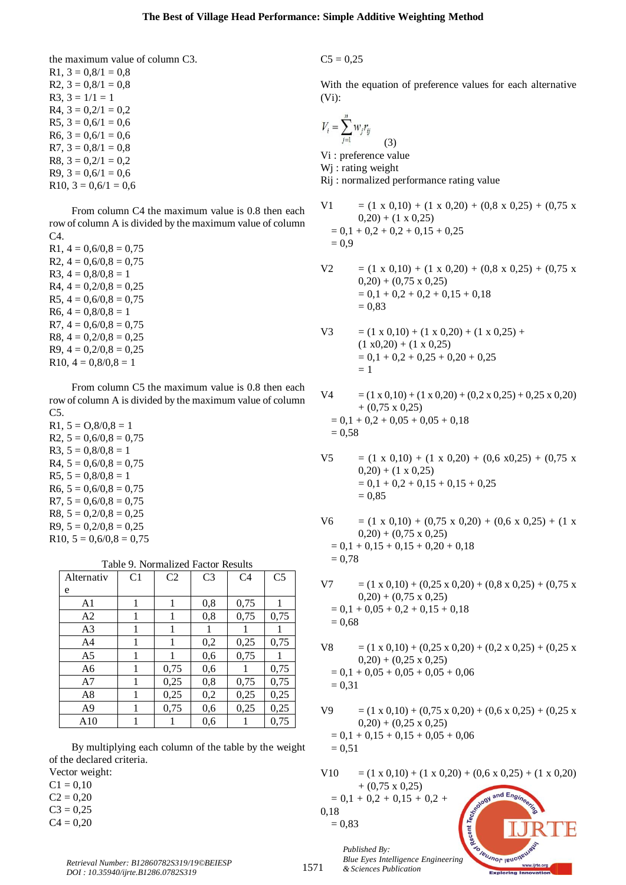the maximum value of column C3.
R1, 3 = 0,8/1 = 0,8
R2, 3 = 0,8/1 = 0,8
R3, 3 = 1/1 = 1
R4, 3 = 0,2/1 = 0,2
R5, 3 = 0,6/1 = 0,6
R6, 3 = 0,6/1 = 0,6
R7, 3 = 0,8/1 = 0,8
R8, 3 = 0,2/1 = 0,2
R9, 3 = 0,6/1 = 0,6
R10, 3 = 0,6/1 = 0,6

From column C4 the maximum value is 0.8 then each row of column A is divided by the maximum value of column C4.
R1, 4 = 0,6/0,8 = 0,75
R2, 4 = 0,6/0,8 = 0,75
R3, 4 = 0,8/0,8 = 1
R4, 4 = 0,2/0,8 = 0,25
R5, 4 = 0,6/0,8 = 0,75
R6, 4 = 0,8/0,8 = 1
R7, 4 = 0,6/0,8 = 0,75
R8, 4 = 0,2/0,8 = 0,25
R9, 4 = 0,2/0,8 = 0,25
R10, 4 = 0,8/0,8 = 1

From column C5 the maximum value is 0.8 then each row of column A is divided by the maximum value of column C5.
R1, 5 = O,8/0,8 = 1
R2, 5 = 0,6/0,8 = 0,75
R3, 5 = 0,8/0,8 = 1
R4, 5 = 0,6/0,8 = 0,75
R5, 5 = 0,8/0,8 = 1
R6, 5 = 0,6/0,8 = 0,75
R7, 5 = 0,6/0,8 = 0,75
R8, 5 = 0,2/0,8 = 0,25
R9, 5 = 0,2/0,8 = 0,25
R10, 5 = 0,6/0,8 = 0,75

Table 9. Normalized Factor Results

| Alternative | C1 | C2 | C3 | C4 | C5 |
|---|---|---|---|---|---|
| A1 | 1 | 1 | 0,8 | 0,75 | 1 |
| A2 | 1 | 1 | 0,8 | 0,75 | 0,75 |
| A3 | 1 | 1 | 1 | 1 | 1 |
| A4 | 1 | 1 | 0,2 | 0,25 | 0,75 |
| A5 | 1 | 1 | 0,6 | 0,75 | 1 |
| A6 | 1 | 0,75 | 0,6 | 1 | 0,75 |
| A7 | 1 | 0,25 | 0,8 | 0,75 | 0,75 |
| A8 | 1 | 0,25 | 0,2 | 0,25 | 0,25 |
| A9 | 1 | 0,75 | 0,6 | 0,25 | 0,25 |
| A10 | 1 | 1 | 0,6 | 1 | 0,75 |

By multiplying each column of the table by the weight of the declared criteria.
Vector weight:
C1 = 0,10
C2 = 0,20
C3 = 0,25
C4 = 0,20
C5 = 0,25

With the equation of preference values for each alternative (Vi):

$$V_i = \sum_{j=1}^{n} w_j r_{ij} \tag{3}$$

Vi : preference value
Wj : rating weight
Rij : normalized performance rating value

V1 = (1 x 0,10) + (1 x 0,20) + (0,8 x 0,25) + (0,75 x 0,20) + (1 x 0,25)
= 0,1 + 0,2 + 0,2 + 0,15 + 0,25
= 0,9

V2 = (1 x 0,10) + (1 x 0,20) + (0,8 x 0,25) + (0,75 x 0,20) + (0,75 x 0,25)
= 0,1 + 0,2 + 0,2 + 0,15 + 0,18
= 0,83

V3 = (1 x 0,10) + (1 x 0,20) + (1 x 0,25) + (1 x0,20) + (1 x 0,25)
= 0,1 + 0,2 + 0,25 + 0,20 + 0,25
= 1

V4 = (1 x 0,10) + (1 x 0,20) + (0,2 x 0,25) + 0,25 x 0,20) + (0,75 x 0,25)
= 0,1 + 0,2 + 0,05 + 0,05 + 0,18
= 0,58

V5 = (1 x 0,10) + (1 x 0,20) + (0,6 x0,25) + (0,75 x 0,20) + (1 x 0,25)
= 0,1 + 0,2 + 0,15 + 0,15 + 0,25
= 0,85

V6 = (1 x 0,10) + (0,75 x 0,20) + (0,6 x 0,25) + (1 x 0,20) + (0,75 x 0,25)
= 0,1 + 0,15 + 0,15 + 0,20 + 0,18
= 0,78

V7 = (1 x 0,10) + (0,25 x 0,20) + (0,8 x 0,25) + (0,75 x 0,20) + (0,75 x 0,25)
= 0,1 + 0,05 + 0,2 + 0,15 + 0,18
= 0,68

V8 = (1 x 0,10) + (0,25 x 0,20) + (0,2 x 0,25) + (0,25 x 0,20) + (0,25 x 0,25)
= 0,1 + 0,05 + 0,05 + 0,05 + 0,06
= 0,31

V9 = (1 x 0,10) + (0,75 x 0,20) + (0,6 x 0,25) + (0,25 x 0,20) + (0,25 x 0,25)
= 0,1 + 0,15 + 0,15 + 0,05 + 0,06
= 0,51

V10 = (1 x 0,10) + (1 x 0,20) + (0,6 x 0,25) + (1 x 0,20) + (0,75 x 0,25)
= 0,1 + 0,2 + 0,15 + 0,2 + 0,18
= 0,83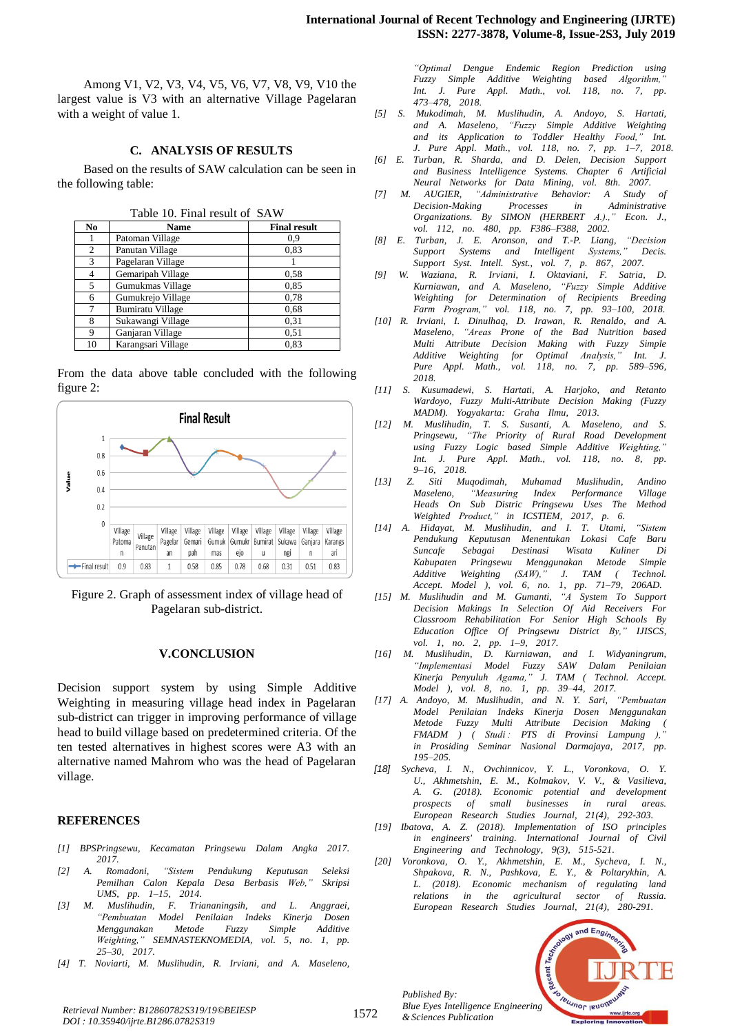Among V1, V2, V3, V4, V5, V6, V7, V8, V9, V10 the largest value is V3 with an alternative Village Pagelaran with a weight of value 1.

### C. ANALYSIS OF RESULTS

Based on the results of SAW calculation can be seen in the following table:

Table 10. Final result of SAW

| No | Name | Final result |
|---|---|---|
| 1 | Patoman Village | 0,9 |
| 2 | Panutan Village | 0,83 |
| 3 | Pagelaran Village | 1 |
| 4 | Gemaripah Village | 0,58 |
| 5 | Gumukmas Village | 0,85 |
| 6 | Gumukrejo Village | 0,78 |
| 7 | Bumiratu Village | 0,68 |
| 8 | Sukawangi Village | 0,31 |
| 9 | Ganjaran Village | 0,51 |
| 10 | Karangsari Village | 0,83 |

From the data above table concluded with the following figure 2:

Final Result

Value

1
0.8
0.6
0.4
0.2
0

Village Patoman, Village Panutan, Village Pagelaran, Village Gemaripah, Village Gumukmas, Village Gumukrejo, Village Bumiratu, Village Sukawangi, Village Ganjaran, Village Karangsari

Final result: 0.9, 0.83, 1, 0.58, 0.85, 0.78, 0.68, 0.31, 0.51, 0.83

Figure 2. Graph of assessment index of village head of Pagelaran sub-district.

## V.CONCLUSION

Decision support system by using Simple Additive Weighting in measuring village head index in Pagelaran sub-district can trigger in improving performance of village head to build village based on predetermined criteria. Of the ten tested alternatives in highest scores were A3 with an alternative named Mahrom who was the head of Pagelaran village.

## REFERENCES

[1] BPSPringsewu, *Kecamatan Pringsewu Dalam Angka 2017*. 2017.

[2] A. Romadoni, *"Sistem Pendukung Keputusan Seleksi Pemilhan Calon Kepala Desa Berbasis Web," Skripsi UMS*, pp. 1–15, 2014.

[3] M. Muslihudin, F. Trianangsih, and L. Anggraei, *"Pembuatan Model Penilaian Indeks Kinerja Dosen Menggunakan Metode Fuzzy Simple Additive Weighting," SEMNASTEKNOMEDIA*, vol. 5, no. 1, pp. 25–30, 2017.

[4] T. Noviarti, M. Muslihudin, R. Irviani, and A. Maseleno, *"Optimal Dengue Endemic Region Prediction using Fuzzy Simple Additive Weighting based Algorithm," Int. J. Pure Appl. Math.*, vol. 118, no. 7, pp. 473–478, 2018.

[5] S. Mukodimah, M. Muslihudin, A. Andoyo, S. Hartati, and A. Maseleno, *"Fuzzy Simple Additive Weighting and its Application to Toddler Healthy Food," Int. J. Pure Appl. Math.*, vol. 118, no. 7, pp. 1–7, 2018.

[6] E. Turban, R. Sharda, and D. Delen, *Decision Support and Business Intelligence Systems. Chapter 6 Artificial Neural Networks for Data Mining*, vol. 8th. 2007.

[7] M. AUGIER, *"Administrative Behavior: A Study of Decision-Making Processes in Administrative Organizations. By SIMON (HERBERT A.).," Econ. J.*, vol. 112, no. 480, pp. F386–F388, 2002.

[8] E. Turban, J. E. Aronson, and T.-P. Liang, *"Decision Support Systems and Intelligent Systems," Decis. Support Syst. Intell. Syst.*, vol. 7, p. 867, 2007.

[9] W. Waziana, R. Irviani, I. Oktaviani, F. Satria, D. Kurniawan, and A. Maseleno, *"Fuzzy Simple Additive Weighting for Determination of Recipients Breeding Farm Program,"* vol. 118, no. 7, pp. 93–100, 2018.

[10] R. Irviani, I. Dinulhaq, D. Irawan, R. Renaldo, and A. Maseleno, *"Areas Prone of the Bad Nutrition based Multi Attribute Decision Making with Fuzzy Simple Additive Weighting for Optimal Analysis," Int. J. Pure Appl. Math.*, vol. 118, no. 7, pp. 589–596, 2018.

[11] S. Kusumadewi, S. Hartati, A. Harjoko, and Retanto Wardoyo, *Fuzzy Multi-Attribute Decision Making (Fuzzy MADM)*. Yogyakarta: Graha Ilmu, 2013.

[12] M. Muslihudin, T. S. Susanti, A. Maseleno, and S. Pringsewu, *"The Priority of Rural Road Development using Fuzzy Logic based Simple Additive Weighting," Int. J. Pure Appl. Math.*, vol. 118, no. 8, pp. 9–16, 2018.

[13] Z. Siti Muqodimah, Muhamad Muslihudin, Andino Maseleno, *"Measuring Index Performance Village Heads On Sub Distric Pringsewu Uses The Method Weighted Product," in ICSTIEM*, 2017, p. 6.

[14] A. Hidayat, M. Muslihudin, and I. T. Utami, *"Sistem Pendukung Keputusan Menentukan Lokasi Cafe Baru Suncafe Sebagai Destinasi Wisata Kuliner Di Kabupaten Pringsewu Menggunakan Metode Simple Additive Weighting (SAW)," J. TAM ( Technol. Accept. Model )*, vol. 6, no. 1, pp. 71–79, 206AD.

[15] M. Muslihudin and M. Gumanti, *"A System To Support Decision Makings In Selection Of Aid Receivers For Classroom Rehabilitation For Senior High Schools By Education Office Of Pringsewu District By," IJISCS*, vol. 1, no. 2, pp. 1–9, 2017.

[16] M. Muslihudin, D. Kurniawan, and I. Widyaningrum, *"Implementasi Model Fuzzy SAW Dalam Penilaian Kinerja Penyuluh Agama," J. TAM ( Technol. Accept. Model )*, vol. 8, no. 1, pp. 39–44, 2017.

[17] A. Andoyo, M. Muslihudin, and N. Y. Sari, *"Pembuatan Model Penilaian Indeks Kinerja Dosen Menggunakan Metode Fuzzy Multi Attribute Decision Making ( FMADM ) ( Studi : PTS di Provinsi Lampung )," in Prosiding Seminar Nasional Darmajaya*, 2017, pp. 195–205.

[18] Sycheva, I. N., Ovchinnicov, Y. L., Voronkova, O. Y. U., Akhmetshin, E. M., Kolmakov, V. V., & Vasilieva, A. G. (2018). *Economic potential and development prospects of small businesses in rural areas. European Research Studies Journal*, 21(4), 292-303.

[19] Ibatova, A. Z. (2018). *Implementation of ISO principles in engineers' training. International Journal of Civil Engineering and Technology*, 9(3), 515-521.

[20] Voronkova, O. Y., Akhmetshin, E. M., Sycheva, I. N., Shpakova, R. N., Pashkova, E. Y., & Poltarykhin, A. L. (2018). *Economic mechanism of regulating land relations in the agricultural sector of Russia. European Research Studies Journal*, 21(4), 280-291.